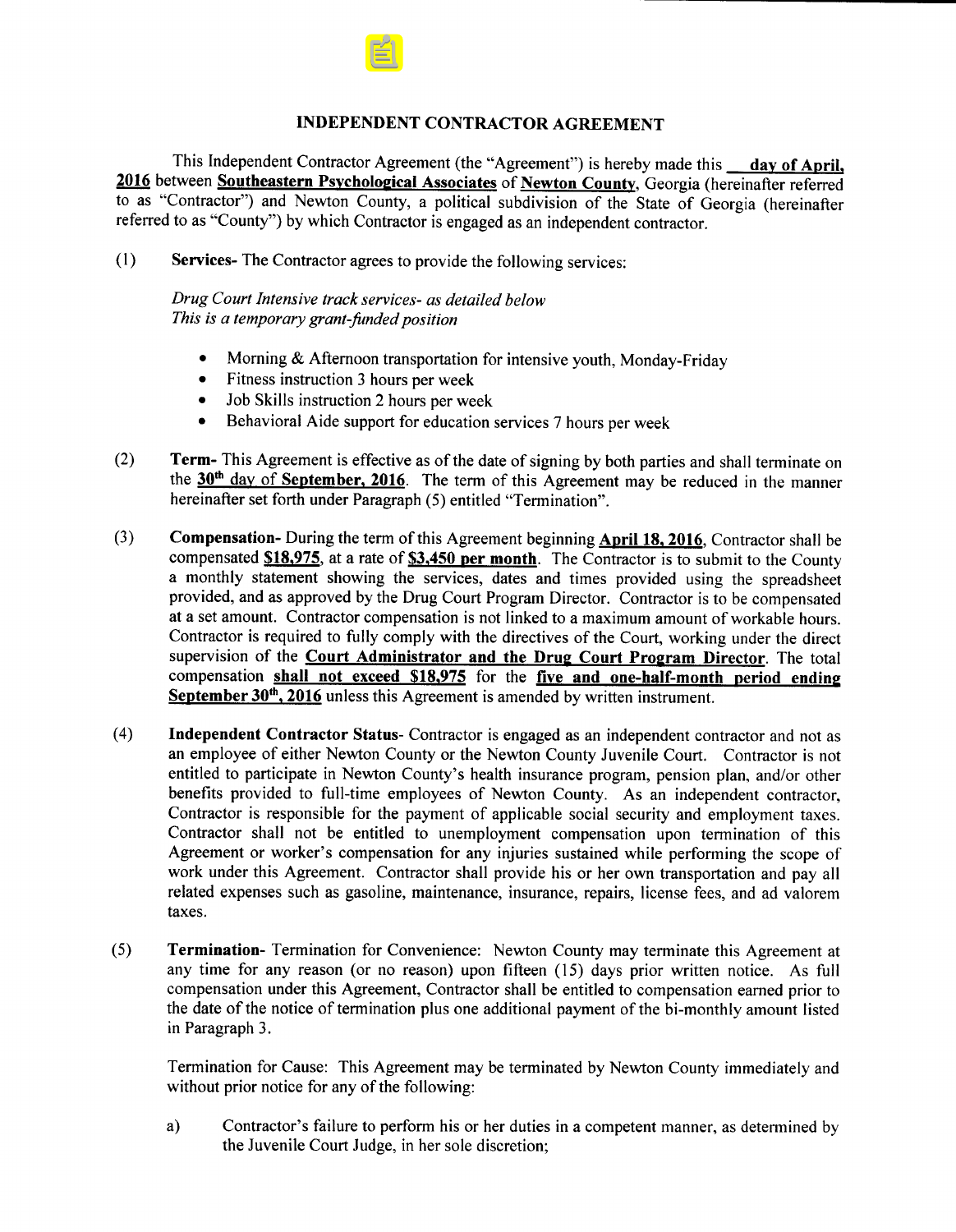# INDEPENDENT CONTRACTOR AGREEMENT

This Independent Contractor Agreement (the "Agreement") is hereby made this **__ day of April, 2016** between **Southeastern Psychological Associates** of **Newton County**, Georgia (hereinafter referred to as "Contractor") and Newton County, a political subdivision of the State of Georgia (hereinafter referred to as "County") by which Contractor is engaged as an independent contractor.

(1) **Services-** The Contractor agrees to provide the following services:

*Drug Court Intensive track services- as detailed below*
*This is a temporary grant-funded position*

- Morning & Afternoon transportation for intensive youth, Monday-Friday
- Fitness instruction 3 hours per week
- Job Skills instruction 2 hours per week
- Behavioral Aide support for education services 7 hours per week

(2) **Term-** This Agreement is effective as of the date of signing by both parties and shall terminate on the **30th day of September, 2016**. The term of this Agreement may be reduced in the manner hereinafter set forth under Paragraph (5) entitled "Termination".

(3) **Compensation-** During the term of this Agreement beginning **April 18, 2016**, Contractor shall be compensated **$18,975**, at a rate of **$3,450 per month**. The Contractor is to submit to the County a monthly statement showing the services, dates and times provided using the spreadsheet provided, and as approved by the Drug Court Program Director. Contractor is to be compensated at a set amount. Contractor compensation is not linked to a maximum amount of workable hours. Contractor is required to fully comply with the directives of the Court, working under the direct supervision of the **Court Administrator and the Drug Court Program Director**. The total compensation **shall not exceed $18,975** for the **five and one-half-month period ending September 30th, 2016** unless this Agreement is amended by written instrument.

(4) **Independent Contractor Status-** Contractor is engaged as an independent contractor and not as an employee of either Newton County or the Newton County Juvenile Court. Contractor is not entitled to participate in Newton County's health insurance program, pension plan, and/or other benefits provided to full-time employees of Newton County. As an independent contractor, Contractor is responsible for the payment of applicable social security and employment taxes. Contractor shall not be entitled to unemployment compensation upon termination of this Agreement or worker's compensation for any injuries sustained while performing the scope of work under this Agreement. Contractor shall provide his or her own transportation and pay all related expenses such as gasoline, maintenance, insurance, repairs, license fees, and ad valorem taxes.

(5) **Termination-** Termination for Convenience: Newton County may terminate this Agreement at any time for any reason (or no reason) upon fifteen (15) days prior written notice. As full compensation under this Agreement, Contractor shall be entitled to compensation earned prior to the date of the notice of termination plus one additional payment of the bi-monthly amount listed in Paragraph 3.

Termination for Cause: This Agreement may be terminated by Newton County immediately and without prior notice for any of the following:

a) Contractor's failure to perform his or her duties in a competent manner, as determined by the Juvenile Court Judge, in her sole discretion;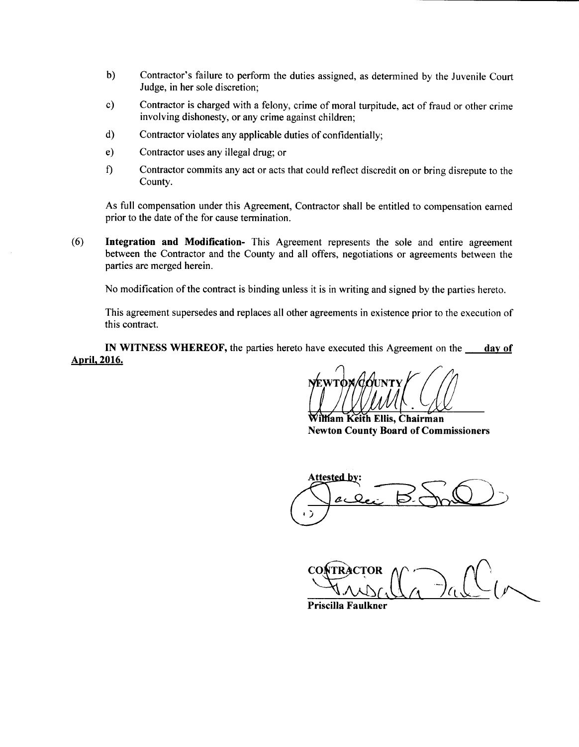b) Contractor's failure to perform the duties assigned, as determined by the Juvenile Court Judge, in her sole discretion;

c) Contractor is charged with a felony, crime of moral turpitude, act of fraud or other crime involving dishonesty, or any crime against children;

d) Contractor violates any applicable duties of confidentially;

e) Contractor uses any illegal drug; or

f) Contractor commits any act or acts that could reflect discredit on or bring disrepute to the County.

As full compensation under this Agreement, Contractor shall be entitled to compensation earned prior to the date of the for cause termination.

(6) **Integration and Modification-** This Agreement represents the sole and entire agreement between the Contractor and the County and all offers, negotiations or agreements between the parties are merged herein.

No modification of the contract is binding unless it is in writing and signed by the parties hereto.

This agreement supersedes and replaces all other agreements in existence prior to the execution of this contract.

**IN WITNESS WHEREOF,** the parties hereto have executed this Agreement on the ____ **day of April, 2016.**

**NEWTON COUNTY**

**William Keith Ellis, Chairman**
**Newton County Board of Commissioners**

**Attested by:**

**CONTRACTOR**

**Priscilla Faulkner**